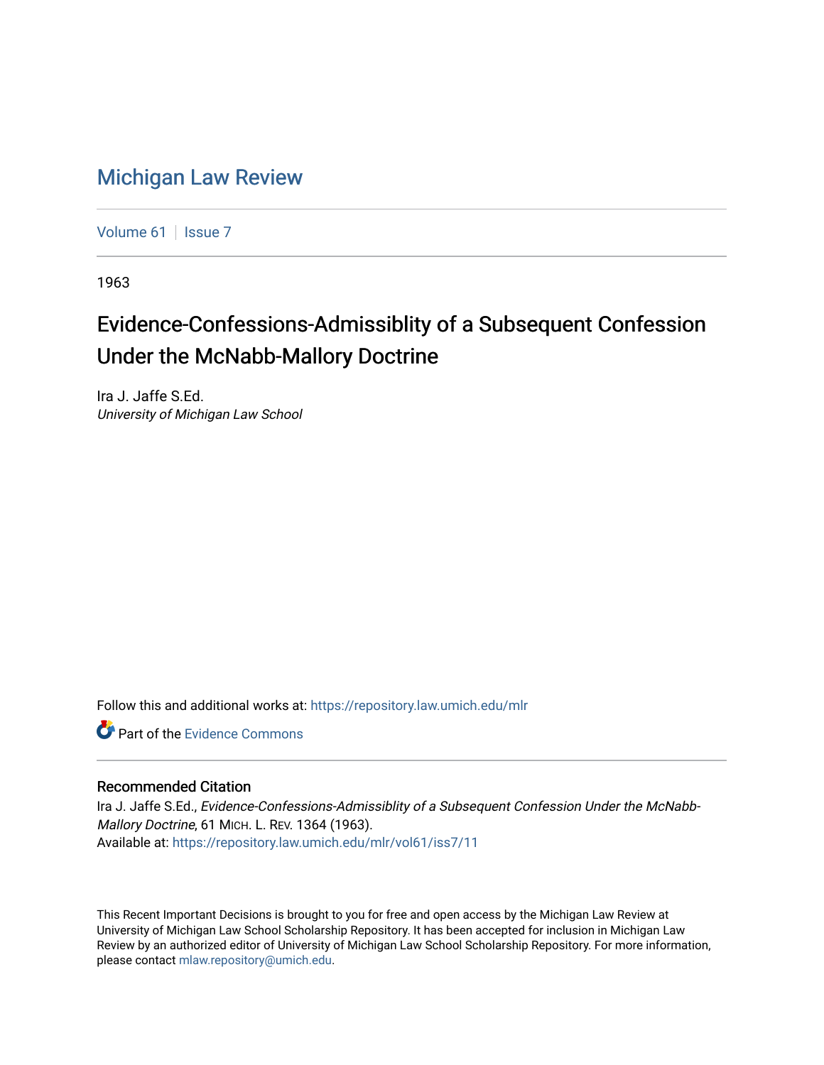# Michigan Law Review

Volume 61 | Issue 7

1963

## Evidence-Confessions-Admissiblity of a Subsequent Confession Under the McNabb-Mallory Doctrine

Ira J. Jaffe S.Ed.
*University of Michigan Law School*

Follow this and additional works at: https://repository.law.umich.edu/mlr

Part of the Evidence Commons

### Recommended Citation

Ira J. Jaffe S.Ed., *Evidence-Confessions-Admissiblity of a Subsequent Confession Under the McNabb-Mallory Doctrine*, 61 MICH. L. REV. 1364 (1963).
Available at: https://repository.law.umich.edu/mlr/vol61/iss7/11

This Recent Important Decisions is brought to you for free and open access by the Michigan Law Review at University of Michigan Law School Scholarship Repository. It has been accepted for inclusion in Michigan Law Review by an authorized editor of University of Michigan Law School Scholarship Repository. For more information, please contact mlaw.repository@umich.edu.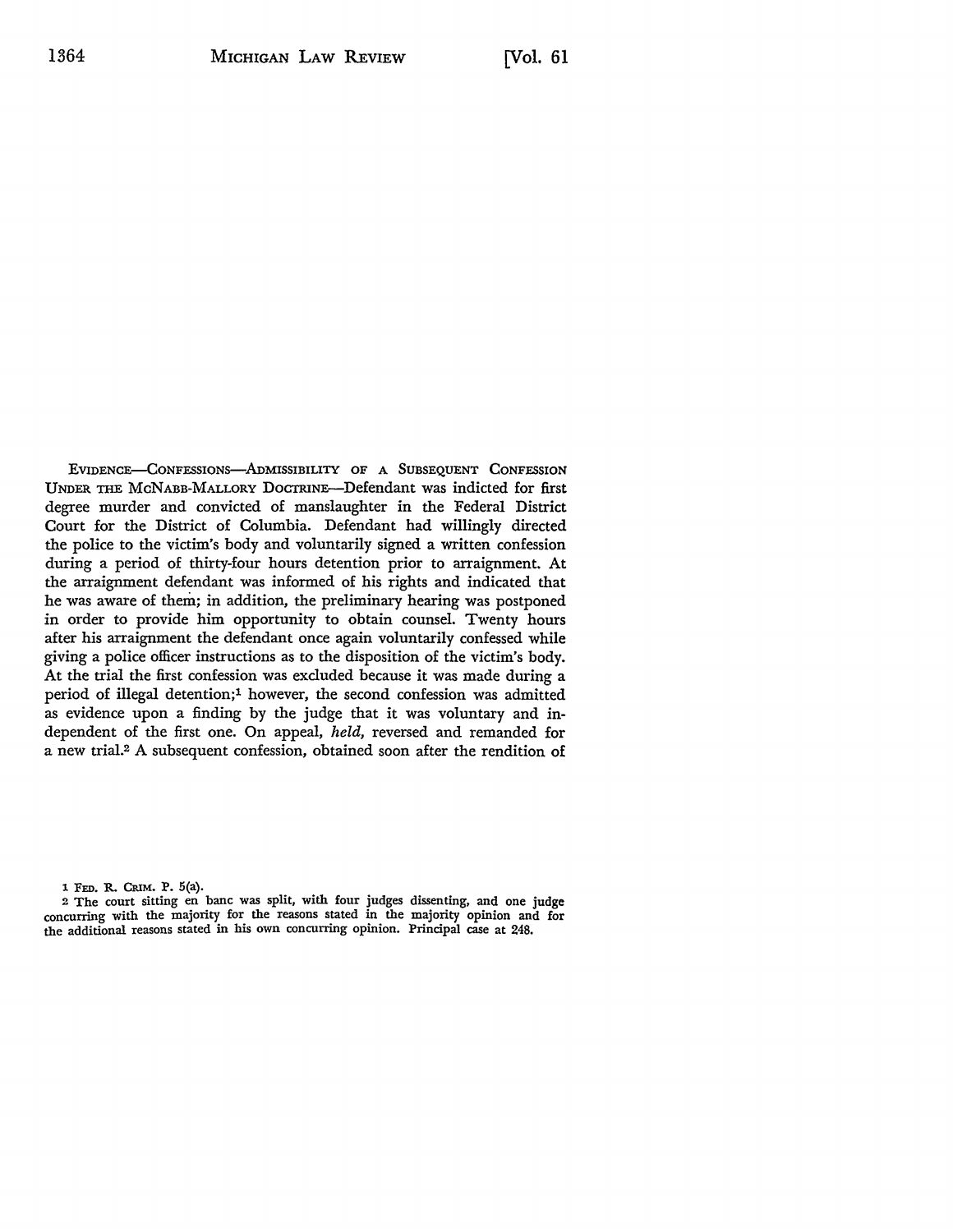EVIDENCE—CONFESSIONS—ADMISSIBILITY OF A SUBSEQUENT CONFESSION UNDER THE MCNABB-MALLORY DOCTRINE—Defendant was indicted for first degree murder and convicted of manslaughter in the Federal District Court for the District of Columbia. Defendant had willingly directed the police to the victim's body and voluntarily signed a written confession during a period of thirty-four hours detention prior to arraignment. At the arraignment defendant was informed of his rights and indicated that he was aware of them; in addition, the preliminary hearing was postponed in order to provide him opportunity to obtain counsel. Twenty hours after his arraignment the defendant once again voluntarily confessed while giving a police officer instructions as to the disposition of the victim's body. At the trial the first confession was excluded because it was made during a period of illegal detention;[1] however, the second confession was admitted as evidence upon a finding by the judge that it was voluntary and independent of the first one. On appeal, *held,* reversed and remanded for a new trial.[2] A subsequent confession, obtained soon after the rendition of

1 FED. R. CRIM. P. 5(a).

2 The court sitting en banc was split, with four judges dissenting, and one judge concurring with the majority for the reasons stated in the majority opinion and for the additional reasons stated in his own concurring opinion. Principal case at 248.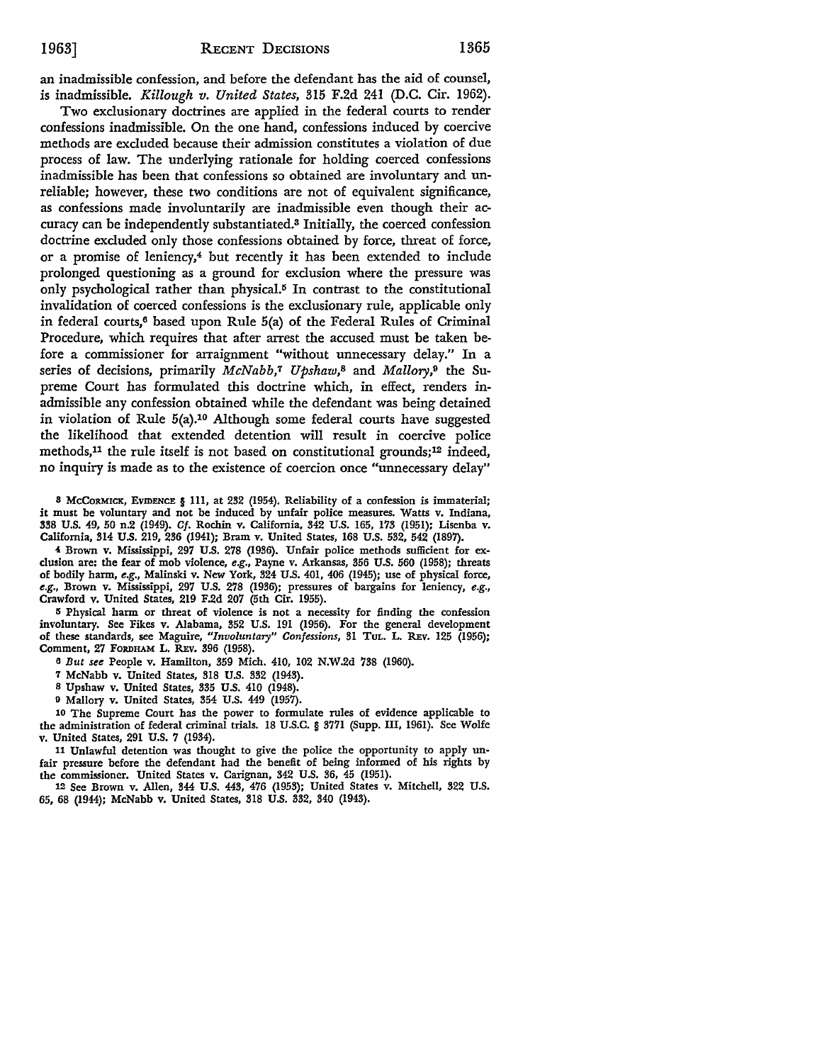an inadmissible confession, and before the defendant has the aid of counsel, is inadmissible. *Killough v. United States*, 315 F.2d 241 (D.C. Cir. 1962).

Two exclusionary doctrines are applied in the federal courts to render confessions inadmissible. On the one hand, confessions induced by coercive methods are excluded because their admission constitutes a violation of due process of law. The underlying rationale for holding coerced confessions inadmissible has been that confessions so obtained are involuntary and unreliable; however, these two conditions are not of equivalent significance, as confessions made involuntarily are inadmissible even though their accuracy can be independently substantiated.[3] Initially, the coerced confession doctrine excluded only those confessions obtained by force, threat of force, or a promise of leniency,[4] but recently it has been extended to include prolonged questioning as a ground for exclusion where the pressure was only psychological rather than physical.[5] In contrast to the constitutional invalidation of coerced confessions is the exclusionary rule, applicable only in federal courts,[6] based upon Rule 5(a) of the Federal Rules of Criminal Procedure, which requires that after arrest the accused must be taken before a commissioner for arraignment "without unnecessary delay." In a series of decisions, primarily *McNabb*,[7] *Upshaw*,[8] and *Mallory*,[9] the Supreme Court has formulated this doctrine which, in effect, renders inadmissible any confession obtained while the defendant was being detained in violation of Rule 5(a).[10] Although some federal courts have suggested the likelihood that extended detention will result in coercive police methods,[11] the rule itself is not based on constitutional grounds;[12] indeed, no inquiry is made as to the existence of coercion once "unnecessary delay"

---

3 McCormick, Evidence § 111, at 232 (1954). Reliability of a confession is immaterial; it must be voluntary and not be induced by unfair police measures. Watts v. Indiana, 338 U.S. 49, 50 n.2 (1949). *Cf.* Rochin v. California, 342 U.S. 165, 173 (1951); Lisenba v. California, 314 U.S. 219, 236 (1941); Bram v. United States, 168 U.S. 532, 542 (1897).

4 Brown v. Mississippi, 297 U.S. 278 (1936). Unfair police methods sufficient for exclusion are: the fear of mob violence, *e.g.*, Payne v. Arkansas, 356 U.S. 560 (1958); threats of bodily harm, *e.g.*, Malinski v. New York, 324 U.S. 401, 406 (1945); use of physical force, *e.g.*, Brown v. Mississippi, 297 U.S. 278 (1936); pressures of bargains for leniency, *e.g.*, Crawford v. United States, 219 F.2d 207 (5th Cir. 1955).

5 Physical harm or threat of violence is not a necessity for finding the confession involuntary. See Fikes v. Alabama, 352 U.S. 191 (1956). For the general development of these standards, see Maguire, *"Involuntary" Confessions*, 31 Tul. L. Rev. 125 (1956); Comment, 27 Fordham L. Rev. 396 (1958).

6 *But see* People v. Hamilton, 359 Mich. 410, 102 N.W.2d 738 (1960).

7 McNabb v. United States, 318 U.S. 332 (1943).

8 Upshaw v. United States, 335 U.S. 410 (1948).

9 Mallory v. United States, 354 U.S. 449 (1957).

10 The Supreme Court has the power to formulate rules of evidence applicable to the administration of federal criminal trials. 18 U.S.C. § 3771 (Supp. III, 1961). See Wolfe v. United States, 291 U.S. 7 (1934).

11 Unlawful detention was thought to give the police the opportunity to apply unfair pressure before the defendant had the benefit of being informed of his rights by the commissioner. United States v. Carignan, 342 U.S. 36, 45 (1951).

12 See Brown v. Allen, 344 U.S. 443, 476 (1953); United States v. Mitchell, 322 U.S. 65, 68 (1944); McNabb v. United States, 318 U.S. 332, 340 (1943).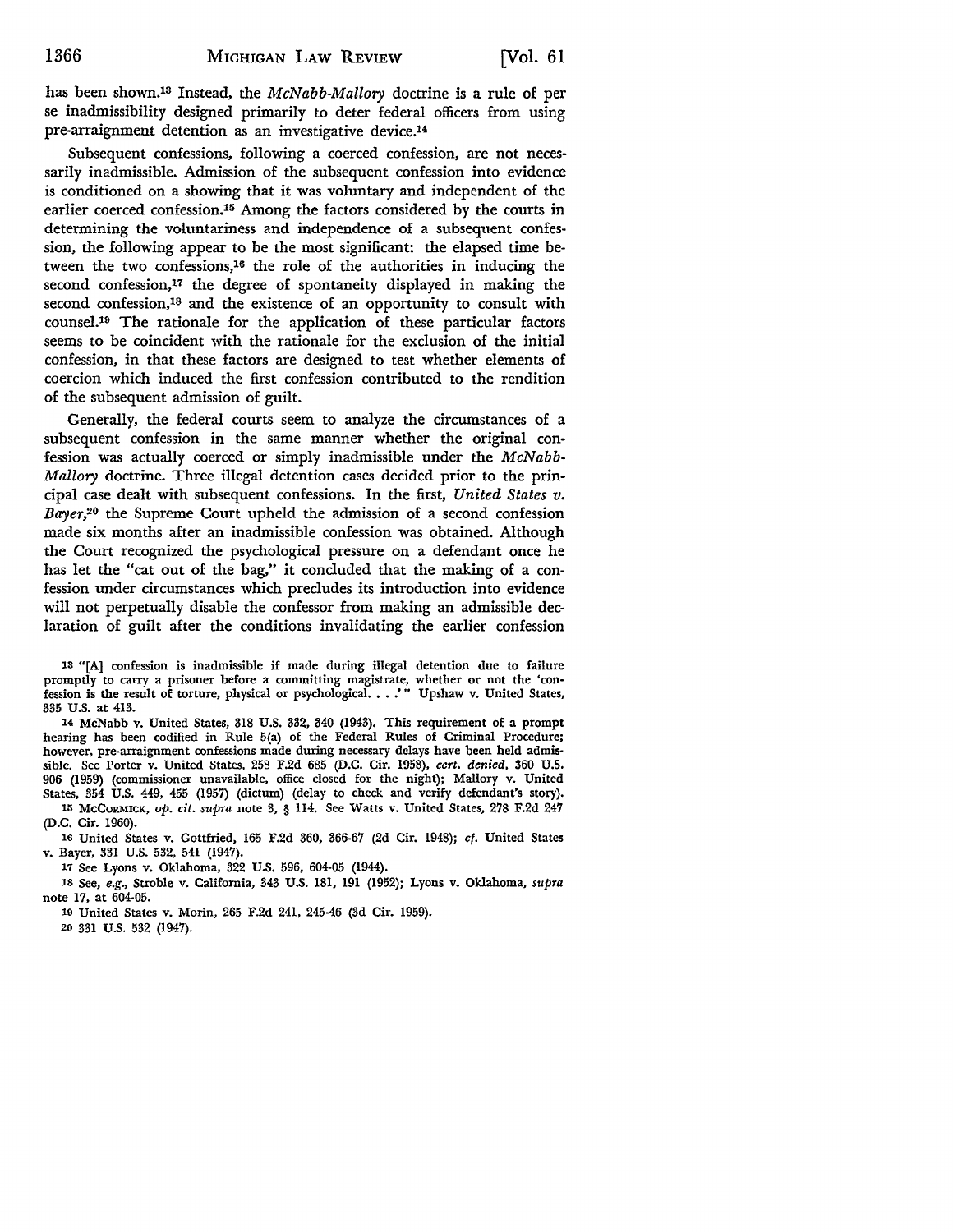has been shown.[13] Instead, the *McNabb-Mallory* doctrine is a rule of per se inadmissibility designed primarily to deter federal officers from using pre-arraignment detention as an investigative device.[14]

Subsequent confessions, following a coerced confession, are not necessarily inadmissible. Admission of the subsequent confession into evidence is conditioned on a showing that it was voluntary and independent of the earlier coerced confession.[15] Among the factors considered by the courts in determining the voluntariness and independence of a subsequent confession, the following appear to be the most significant: the elapsed time between the two confessions,[16] the role of the authorities in inducing the second confession,[17] the degree of spontaneity displayed in making the second confession,[18] and the existence of an opportunity to consult with counsel.[19] The rationale for the application of these particular factors seems to be coincident with the rationale for the exclusion of the initial confession, in that these factors are designed to test whether elements of coercion which induced the first confession contributed to the rendition of the subsequent admission of guilt.

Generally, the federal courts seem to analyze the circumstances of a subsequent confession in the same manner whether the original confession was actually coerced or simply inadmissible under the *McNabb-Mallory* doctrine. Three illegal detention cases decided prior to the principal case dealt with subsequent confessions. In the first, *United States v. Bayer*,[20] the Supreme Court upheld the admission of a second confession made six months after an inadmissible confession was obtained. Although the Court recognized the psychological pressure on a defendant once he has let the "cat out of the bag," it concluded that the making of a confession under circumstances which precludes its introduction into evidence will not perpetually disable the confessor from making an admissible declaration of guilt after the conditions invalidating the earlier confession

---

[13] "[A] confession is inadmissible if made during illegal detention due to failure promptly to carry a prisoner before a committing magistrate, whether or not the 'confession is the result of torture, physical or psychological. . . .'" Upshaw v. United States, 335 U.S. at 413.

[14] McNabb v. United States, 318 U.S. 332, 340 (1943). This requirement of a prompt hearing has been codified in Rule 5(a) of the Federal Rules of Criminal Procedure; however, pre-arraignment confessions made during necessary delays have been held admissible. See Porter v. United States, 258 F.2d 685 (D.C. Cir. 1958), *cert. denied*, 360 U.S. 906 (1959) (commissioner unavailable, office closed for the night); Mallory v. United States, 354 U.S. 449, 455 (1957) (dictum) (delay to check and verify defendant's story).

[15] McCormick, *op. cit. supra* note 3, § 114. See Watts v. United States, 278 F.2d 247 (D.C. Cir. 1960).

[16] United States v. Gottfried, 165 F.2d 360, 366-67 (2d Cir. 1948); *cf.* United States v. Bayer, 331 U.S. 532, 541 (1947).

[17] See Lyons v. Oklahoma, 322 U.S. 596, 604-05 (1944).

[18] See, *e.g.*, Stroble v. California, 343 U.S. 181, 191 (1952); Lyons v. Oklahoma, *supra* note 17, at 604-05.

[19] United States v. Morin, 265 F.2d 241, 245-46 (3d Cir. 1959).

[20] 331 U.S. 532 (1947).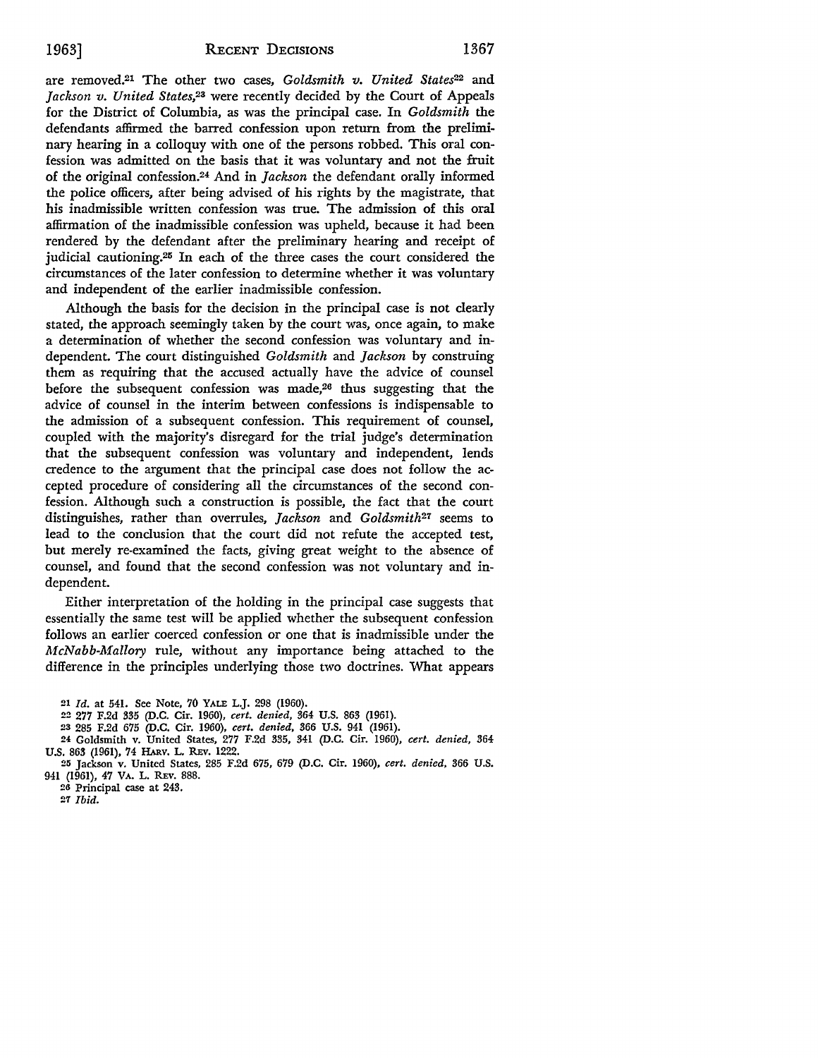are removed.[21] The other two cases, *Goldsmith v. United States*[22] and *Jackson v. United States*,[23] were recently decided by the Court of Appeals for the District of Columbia, as was the principal case. In *Goldsmith* the defendants affirmed the barred confession upon return from the preliminary hearing in a colloquy with one of the persons robbed. This oral confession was admitted on the basis that it was voluntary and not the fruit of the original confession.[24] And in *Jackson* the defendant orally informed the police officers, after being advised of his rights by the magistrate, that his inadmissible written confession was true. The admission of this oral affirmation of the inadmissible confession was upheld, because it had been rendered by the defendant after the preliminary hearing and receipt of judicial cautioning.[25] In each of the three cases the court considered the circumstances of the later confession to determine whether it was voluntary and independent of the earlier inadmissible confession.

Although the basis for the decision in the principal case is not clearly stated, the approach seemingly taken by the court was, once again, to make a determination of whether the second confession was voluntary and independent. The court distinguished *Goldsmith* and *Jackson* by construing them as requiring that the accused actually have the advice of counsel before the subsequent confession was made,[26] thus suggesting that the advice of counsel in the interim between confessions is indispensable to the admission of a subsequent confession. This requirement of counsel, coupled with the majority's disregard for the trial judge's determination that the subsequent confession was voluntary and independent, lends credence to the argument that the principal case does not follow the accepted procedure of considering all the circumstances of the second confession. Although such a construction is possible, the fact that the court distinguishes, rather than overrules, *Jackson* and *Goldsmith*[27] seems to lead to the conclusion that the court did not refute the accepted test, but merely re-examined the facts, giving great weight to the absence of counsel, and found that the second confession was not voluntary and independent.

Either interpretation of the holding in the principal case suggests that essentially the same test will be applied whether the subsequent confession follows an earlier coerced confession or one that is inadmissible under the *McNabb-Mallory* rule, without any importance being attached to the difference in the principles underlying those two doctrines. What appears

[21] *Id.* at 541. See Note, 70 YALE L.J. 298 (1960).

[22] 277 F.2d 335 (D.C. Cir. 1960), *cert. denied*, 364 U.S. 863 (1961).

[23] 285 F.2d 675 (D.C. Cir. 1960), *cert. denied*, 366 U.S. 941 (1961).

[24] Goldsmith v. United States, 277 F.2d 335, 341 (D.C. Cir. 1960), *cert. denied*, 364 U.S. 863 (1961), 74 HARV. L. REV. 1222.

[25] Jackson v. United States, 285 F.2d 675, 679 (D.C. Cir. 1960), *cert. denied*, 366 U.S. 941 (1961), 47 VA. L. REV. 888.

[26] Principal case at 243.

[27] *Ibid.*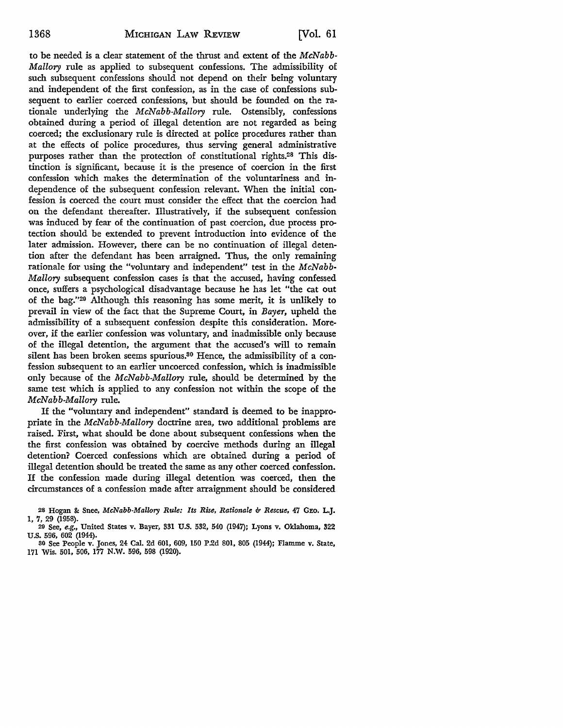to be needed is a clear statement of the thrust and extent of the *McNabb-Mallory* rule as applied to subsequent confessions. The admissibility of such subsequent confessions should not depend on their being voluntary and independent of the first confession, as in the case of confessions subsequent to earlier coerced confessions, but should be founded on the rationale underlying the *McNabb-Mallory* rule. Ostensibly, confessions obtained during a period of illegal detention are not regarded as being coerced; the exclusionary rule is directed at police procedures rather than at the effects of police procedures, thus serving general administrative purposes rather than the protection of constitutional rights.[28] This distinction is significant, because it is the presence of coercion in the first confession which makes the determination of the voluntariness and independence of the subsequent confession relevant. When the initial confession is coerced the court must consider the effect that the coercion had on the defendant thereafter. Illustratively, if the subsequent confession was induced by fear of the continuation of past coercion, due process protection should be extended to prevent introduction into evidence of the later admission. However, there can be no continuation of illegal detention after the defendant has been arraigned. Thus, the only remaining rationale for using the "voluntary and independent" test in the *McNabb-Mallory* subsequent confession cases is that the accused, having confessed once, suffers a psychological disadvantage because he has let "the cat out of the bag."[29] Although this reasoning has some merit, it is unlikely to prevail in view of the fact that the Supreme Court, in *Bayer*, upheld the admissibility of a subsequent confession despite this consideration. Moreover, if the earlier confession was voluntary, and inadmissible only because of the illegal detention, the argument that the accused's will to remain silent has been broken seems spurious.[30] Hence, the admissibility of a confession subsequent to an earlier uncoerced confession, which is inadmissible only because of the *McNabb-Mallory* rule, should be determined by the same test which is applied to any confession not within the scope of the *McNabb-Mallory* rule.

If the "voluntary and independent" standard is deemed to be inappropriate in the *McNabb-Mallory* doctrine area, two additional problems are raised. First, what should be done about subsequent confessions when the the first confession was obtained by coercive methods during an illegal detention? Coerced confessions which are obtained during a period of illegal detention should be treated the same as any other coerced confession. If the confession made during illegal detention was coerced, then the circumstances of a confession made after arraignment should be considered

[28] Hogan & Snee, *McNabb-Mallory Rule: Its Rise, Rationale & Rescue*, 47 Geo. L.J. 1, 7, 29 (1958).

[29] See, *e.g.*, United States v. Bayer, 331 U.S. 532, 540 (1947); Lyons v. Oklahoma, 322 U.S. 596, 602 (1944).

[30] See People v. Jones, 24 Cal. 2d 601, 609, 150 P.2d 801, 805 (1944); Flamme v. State, 171 Wis. 501, 506, 177 N.W. 596, 598 (1920).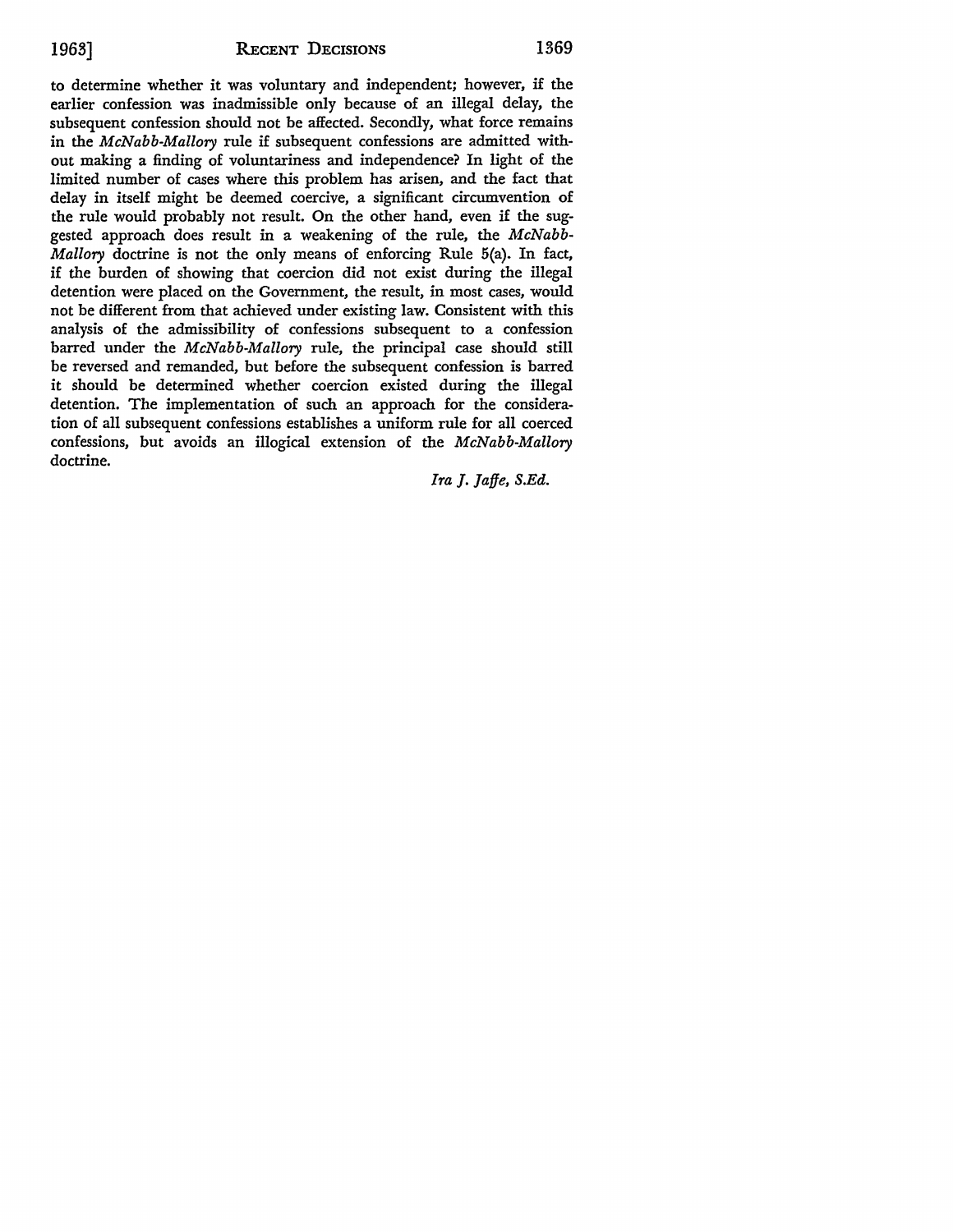to determine whether it was voluntary and independent; however, if the earlier confession was inadmissible only because of an illegal delay, the subsequent confession should not be affected. Secondly, what force remains in the *McNabb-Mallory* rule if subsequent confessions are admitted without making a finding of voluntariness and independence? In light of the limited number of cases where this problem has arisen, and the fact that delay in itself might be deemed coercive, a significant circumvention of the rule would probably not result. On the other hand, even if the suggested approach does result in a weakening of the rule, the *McNabb-Mallory* doctrine is not the only means of enforcing Rule 5(a). In fact, if the burden of showing that coercion did not exist during the illegal detention were placed on the Government, the result, in most cases, would not be different from that achieved under existing law. Consistent with this analysis of the admissibility of confessions subsequent to a confession barred under the *McNabb-Mallory* rule, the principal case should still be reversed and remanded, but before the subsequent confession is barred it should be determined whether coercion existed during the illegal detention. The implementation of such an approach for the consideration of all subsequent confessions establishes a uniform rule for all coerced confessions, but avoids an illogical extension of the *McNabb-Mallory* doctrine.

*Ira J. Jaffe, S.Ed.*